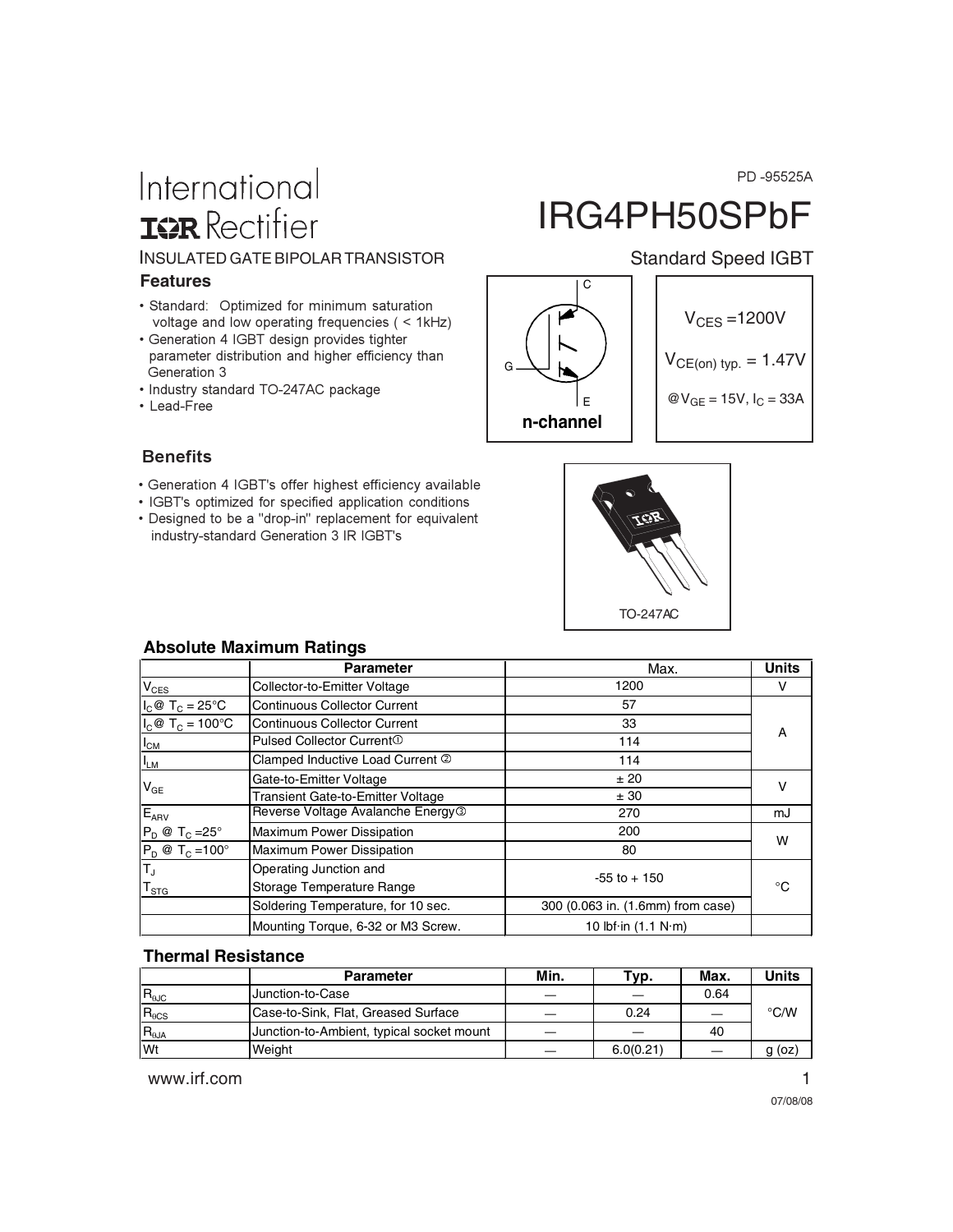International
IOR Rectifier

PD -95525A

# IRG4PH50SPbF

INSULATED GATE BIPOLAR TRANSISTOR

Standard Speed IGBT

### Features

- Standard: Optimized for minimum saturation voltage and low operating frequencies ( < 1kHz)
- Generation 4 IGBT design provides tighter parameter distribution and higher efficiency than Generation 3
- Industry standard TO-247AC package
- Lead-Free

C
G
E
**n-channel**

$V_{CES}$ =1200V

$V_{CE(on)\ typ.}$ = 1.47V

@ $V_{GE}$ = 15V, $I_C$ = 33A

### Benefits

- Generation 4 IGBT's offer highest efficiency available
- IGBT's optimized for specified application conditions
- Designed to be a "drop-in" replacement for equivalent industry-standard Generation 3 IR IGBT's

TO-247AC

### Absolute Maximum Ratings

| | Parameter | Max. | Units |
|---|---|---|---|
| $V_{CES}$ | Collector-to-Emitter Voltage | 1200 | V |
| $I_C$ @ $T_C$ = 25°C | Continuous Collector Current | 57 | A |
| $I_C$ @ $T_C$ = 100°C | Continuous Collector Current | 33 | A |
| $I_{CM}$ | Pulsed Collector Current ① | 114 | A |
| $I_{LM}$ | Clamped Inductive Load Current ② | 114 | A |
| $V_{GE}$ | Gate-to-Emitter Voltage | ± 20 | V |
| | Transient Gate-to-Emitter Voltage | ± 30 | V |
| $E_{ARV}$ | Reverse Voltage Avalanche Energy ③ | 270 | mJ |
| $P_D$ @ $T_C$ =25° | Maximum Power Dissipation | 200 | W |
| $P_D$ @ $T_C$ =100° | Maximum Power Dissipation | 80 | W |
| $T_J$ $T_{STG}$ | Operating Junction and Storage Temperature Range | -55 to + 150 | °C |
| | Soldering Temperature, for 10 sec. | 300 (0.063 in. (1.6mm) from case) | °C |
| | Mounting Torque, 6-32 or M3 Screw. | 10 lbf·in (1.1 N·m) | |

### Thermal Resistance

| | Parameter | Min. | Typ. | Max. | Units |
|---|---|---|---|---|---|
| $R_{\theta JC}$ | Junction-to-Case | — | — | 0.64 | °C/W |
| $R_{\theta CS}$ | Case-to-Sink, Flat, Greased Surface | — | 0.24 | — | °C/W |
| $R_{\theta JA}$ | Junction-to-Ambient, typical socket mount | — | — | 40 | °C/W |
| Wt | Weight | — | 6.0(0.21) | — | g (oz) |

www.irf.com

07/08/08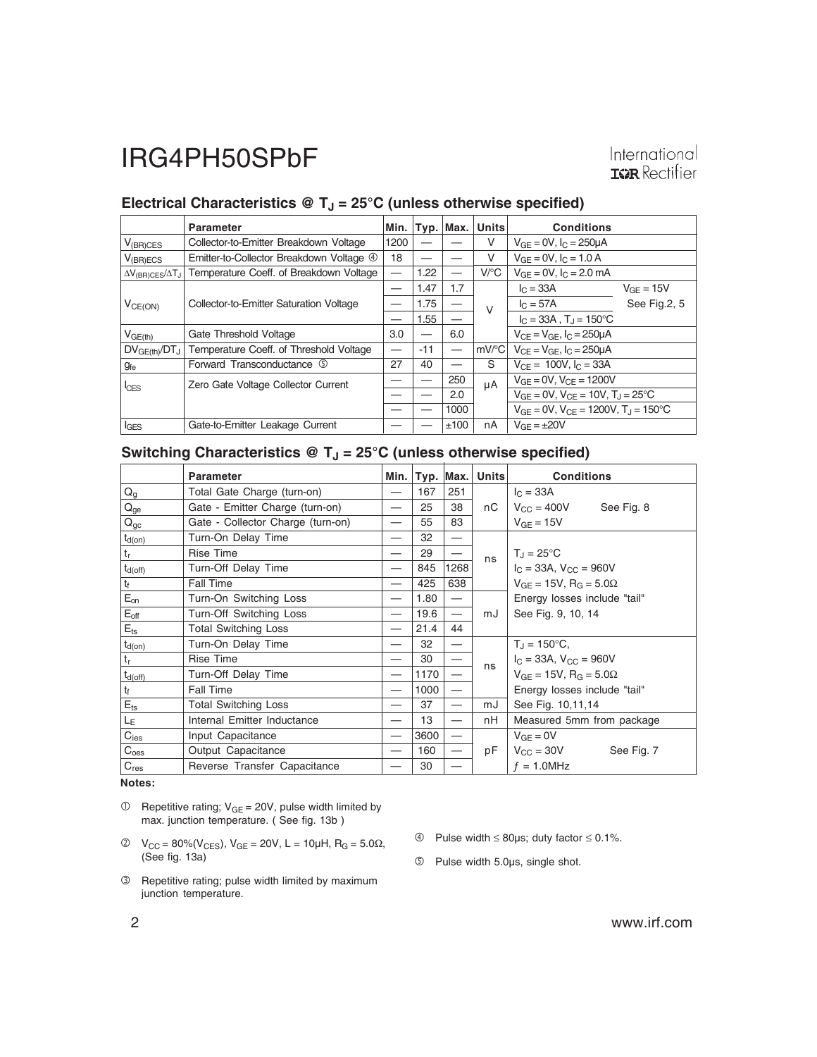## Electrical Characteristics @ $T_J = 25°C$ (unless otherwise specified)

| | Parameter | Min. | Typ. | Max. | Units | Conditions | |
|---|---|---|---|---|---|---|---|
| $V_{(BR)CES}$ | Collector-to-Emitter Breakdown Voltage | 1200 | — | — | V | $V_{GE} = 0V$, $I_C = 250µA$ | |
| $V_{(BR)ECS}$ | Emitter-to-Collector Breakdown Voltage ④ | 18 | — | — | V | $V_{GE} = 0V$, $I_C = 1.0 A$ | |
| $\Delta V_{(BR)CES}/\Delta T_J$ | Temperature Coeff. of Breakdown Voltage | — | 1.22 | — | V/°C | $V_{GE} = 0V$, $I_C = 2.0 mA$ | |
| $V_{CE(ON)}$ | Collector-to-Emitter Saturation Voltage | — | 1.47 | 1.7 | V | $I_C = 33A$ | $V_{GE} = 15V$ |
| | | — | 1.75 | — | | $I_C = 57A$ | See Fig.2, 5 |
| | | — | 1.55 | — | | $I_C = 33A$ , $T_J = 150°C$ | |
| $V_{GE(th)}$ | Gate Threshold Voltage | 3.0 | — | 6.0 | | $V_{CE} = V_{GE}$, $I_C = 250µA$ | |
| $DV_{GE(th)}/DT_J$ | Temperature Coeff. of Threshold Voltage | — | -11 | — | mV/°C | $V_{CE} = V_{GE}$, $I_C = 250µA$ | |
| $g_{fe}$ | Forward Transconductance ⑤ | 27 | 40 | — | S | $V_{CE} = 100V$, $I_C = 33A$ | |
| $I_{CES}$ | Zero Gate Voltage Collector Current | — | — | 250 | µA | $V_{GE} = 0V$, $V_{CE} = 1200V$ | |
| | | — | — | 2.0 | | $V_{GE} = 0V$, $V_{CE} = 10V$, $T_J = 25°C$ | |
| | | — | — | 1000 | | $V_{GE} = 0V$, $V_{CE} = 1200V$, $T_J = 150°C$ | |
| $I_{GES}$ | Gate-to-Emitter Leakage Current | — | — | ±100 | nA | $V_{GE} = ±20V$ | |

## Switching Characteristics @ $T_J = 25°C$ (unless otherwise specified)

| | Parameter | Min. | Typ. | Max. | Units | Conditions |
|---|---|---|---|---|---|---|
| $Q_g$ | Total Gate Charge (turn-on) | — | 167 | 251 | nC | $I_C = 33A$ |
| $Q_{ge}$ | Gate - Emitter Charge (turn-on) | — | 25 | 38 | | $V_{CC} = 400V$ See Fig. 8 |
| $Q_{gc}$ | Gate - Collector Charge (turn-on) | — | 55 | 83 | | $V_{GE} = 15V$ |
| $t_{d(on)}$ | Turn-On Delay Time | — | 32 | — | ns | |
| $t_r$ | Rise Time | — | 29 | — | | $T_J = 25°C$ |
| $t_{d(off)}$ | Turn-Off Delay Time | — | 845 | 1268 | | $I_C = 33A$, $V_{CC} = 960V$ |
| $t_f$ | Fall Time | — | 425 | 638 | | $V_{GE} = 15V$, $R_G = 5.0Ω$ |
| $E_{on}$ | Turn-On Switching Loss | — | 1.80 | — | mJ | Energy losses include "tail" |
| $E_{off}$ | Turn-Off Switching Loss | — | 19.6 | — | | See Fig. 9, 10, 14 |
| $E_{ts}$ | Total Switching Loss | — | 21.4 | 44 | | |
| $t_{d(on)}$ | Turn-On Delay Time | — | 32 | — | ns | $T_J = 150°C$, |
| $t_r$ | Rise Time | — | 30 | — | | $I_C = 33A$, $V_{CC} = 960V$ |
| $t_{d(off)}$ | Turn-Off Delay Time | — | 1170 | — | | $V_{GE} = 15V$, $R_G = 5.0Ω$ |
| $t_f$ | Fall Time | — | 1000 | — | | Energy losses include "tail" |
| $E_{ts}$ | Total Switching Loss | — | 37 | — | mJ | See Fig. 10,11,14 |
| $L_E$ | Internal Emitter Inductance | — | 13 | — | nH | Measured 5mm from package |
| $C_{ies}$ | Input Capacitance | — | 3600 | — | pF | $V_{GE} = 0V$ |
| $C_{oes}$ | Output Capacitance | — | 160 | — | | $V_{CC} = 30V$ See Fig. 7 |
| $C_{res}$ | Reverse Transfer Capacitance | — | 30 | — | | $f = 1.0MHz$ |

**Notes:**

① Repetitive rating; $V_{GE} = 20V$, pulse width limited by max. junction temperature. ( See fig. 13b )

② $V_{CC} = 80\%(V_{CES})$, $V_{GE} = 20V$, $L = 10µH$, $R_G = 5.0Ω$, (See fig. 13a)

③ Repetitive rating; pulse width limited by maximum junction temperature.

④ Pulse width ≤ 80µs; duty factor ≤ 0.1%.

⑤ Pulse width 5.0µs, single shot.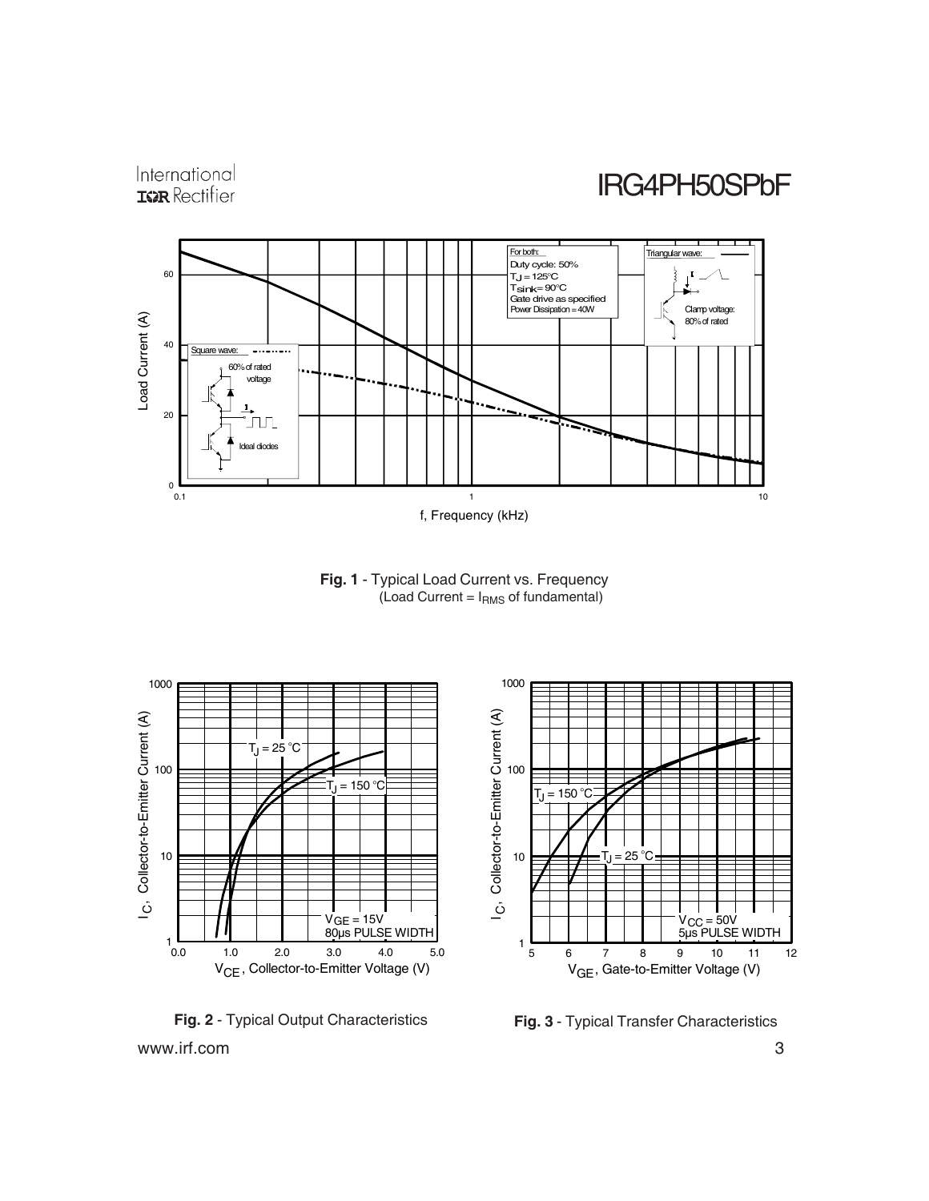Fig. 1 - Typical Load Current vs. Frequency
(Load Current = $I_{RMS}$ of fundamental)

Fig. 2 - Typical Output Characteristics

Fig. 3 - Typical Transfer Characteristics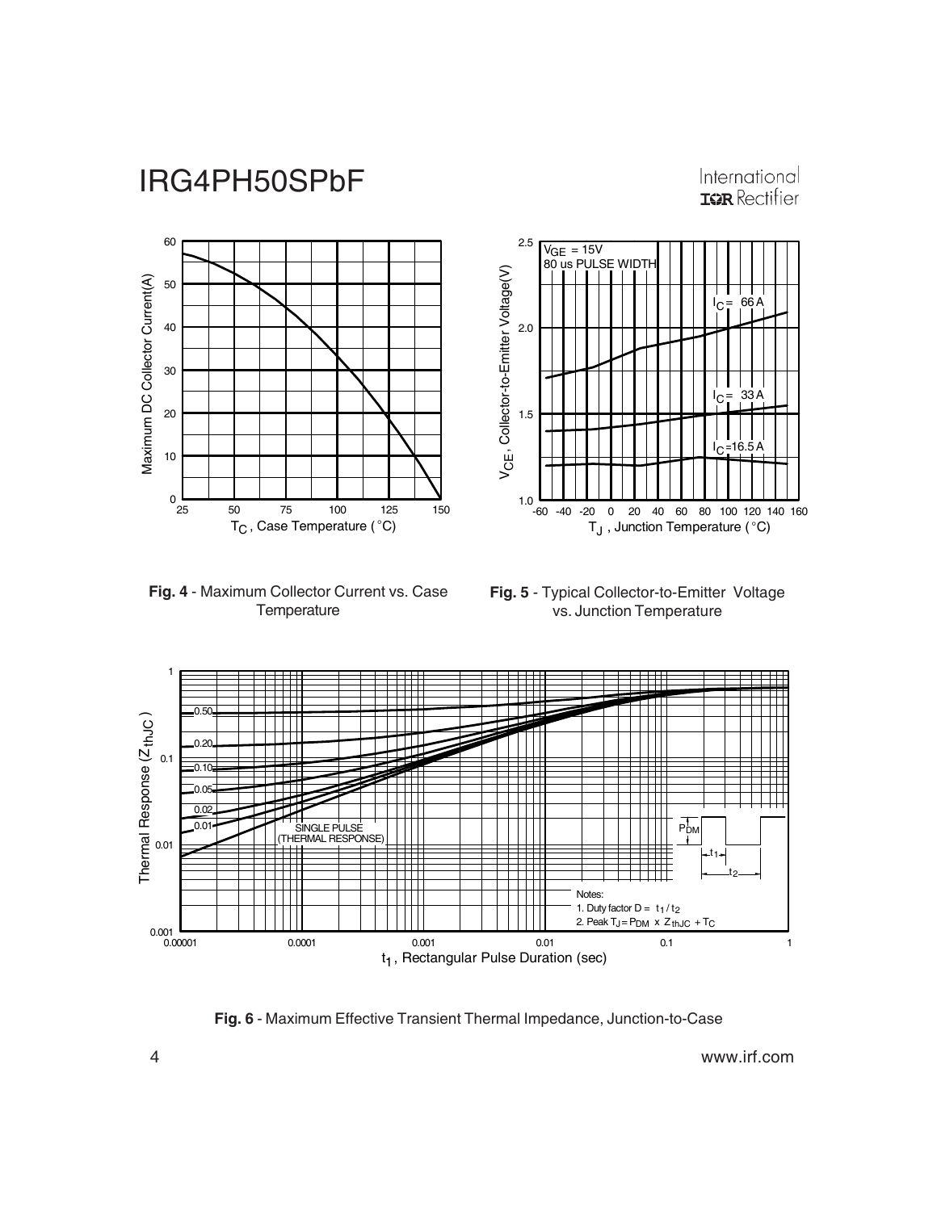**Fig. 4** - Maximum Collector Current vs. Case Temperature

**Fig. 5** - Typical Collector-to-Emitter Voltage vs. Junction Temperature

**Fig. 6** - Maximum Effective Transient Thermal Impedance, Junction-to-Case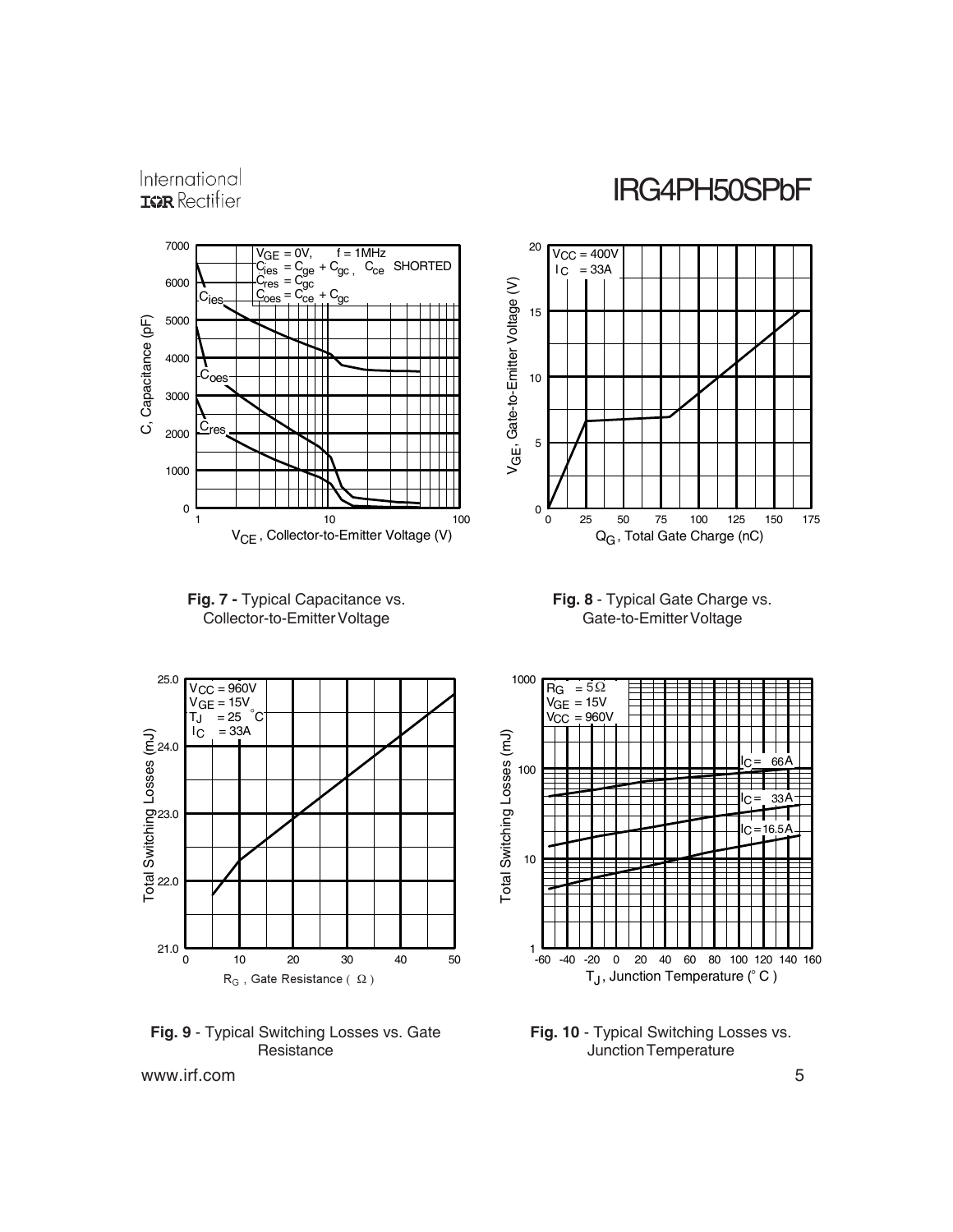Fig. 7 - Typical Capacitance vs. Collector-to-Emitter Voltage

Fig. 8 - Typical Gate Charge vs. Gate-to-Emitter Voltage

Fig. 9 - Typical Switching Losses vs. Gate Resistance

Fig. 10 - Typical Switching Losses vs. Junction Temperature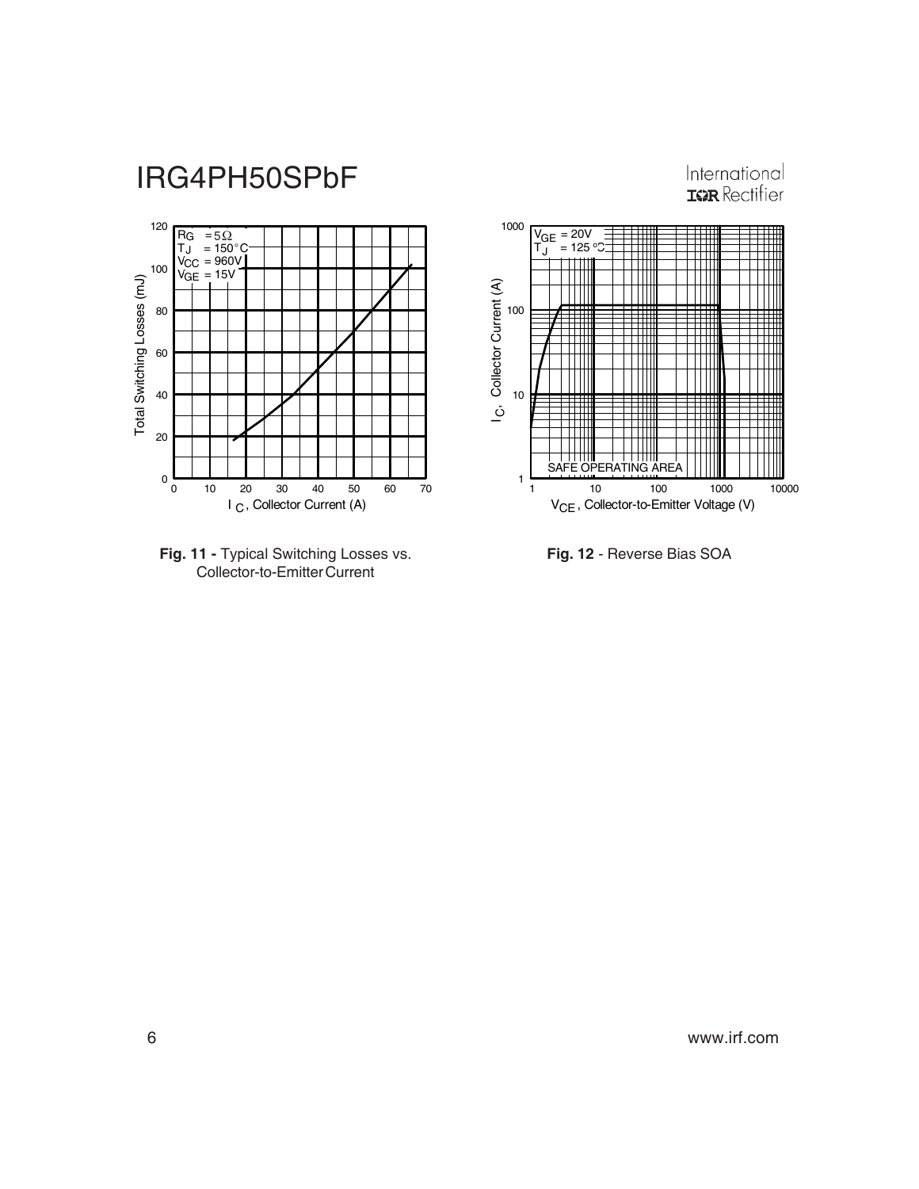**Fig. 11 -** Typical Switching Losses vs. Collector-to-Emitter Current

**Fig. 12** - Reverse Bias SOA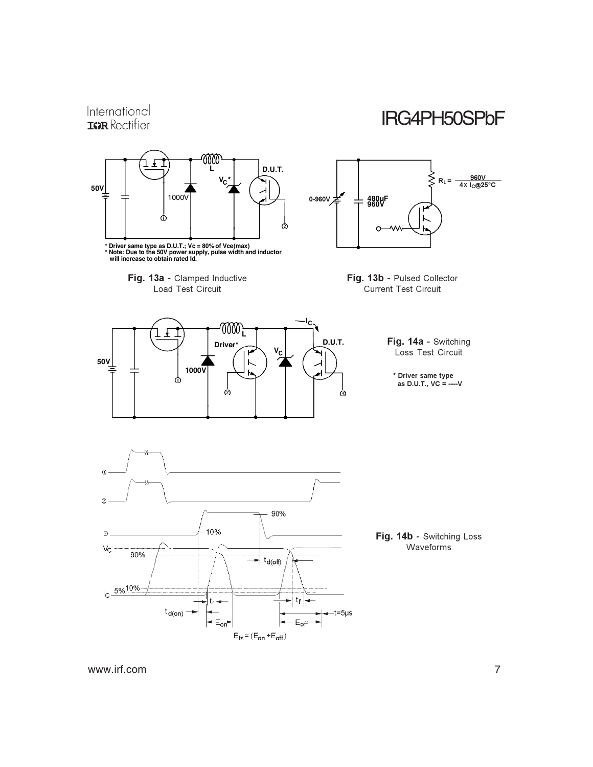\* Driver same type as D.U.T.; Vc = 80% of Vce(max)
\* Note: Due to the 50V power supply, pulse width and inductor will increase to obtain rated Id.

**Fig. 13a** - Clamped Inductive Load Test Circuit

**Fig. 13b** - Pulsed Collector Current Test Circuit

**Fig. 14a** - Switching Loss Test Circuit

\* Driver same type as D.U.T., VC = ----V

**Fig. 14b** - Switching Loss Waveforms

$E_{ts} = (E_{on} + E_{off})$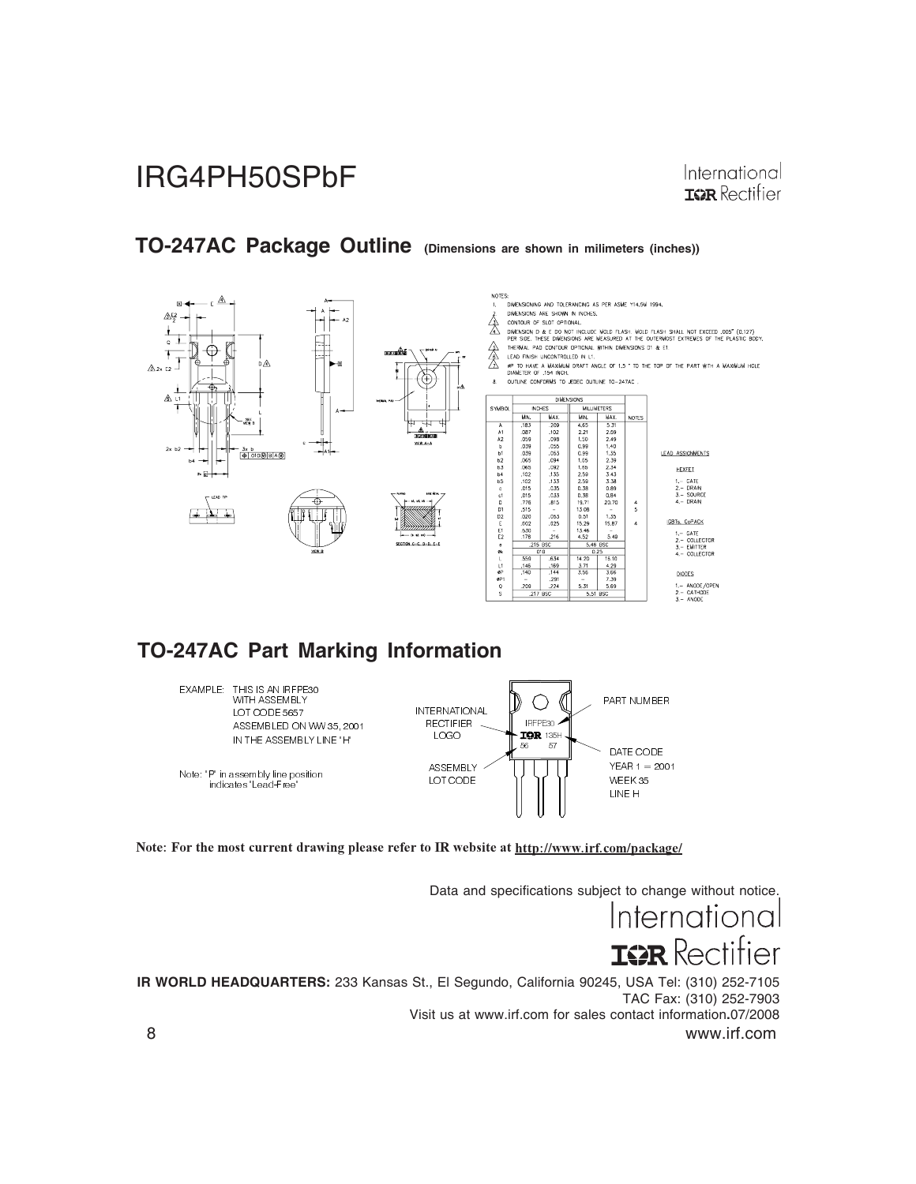## TO-247AC Package Outline (Dimensions are shown in milimeters (inches))

NOTES:

1. DIMENSIONING AND TOLERANCING AS PER ASME Y14.5M 1994.
2. DIMENSIONS ARE SHOWN IN INCHES.
3. CONTOUR OF SLOT OPTIONAL.
4. DIMENSION D & E DO NOT INCLUDE MOLD FLASH. MOLD FLASH SHALL NOT EXCEED .005" (0.127) PER SIDE. THESE DIMENSIONS ARE MEASURED AT THE OUTERMOST EXTREMES OF THE PLASTIC BODY.
5. THERMAL PAD CONTOUR OPTIONAL WITHIN DIMENSIONS D1 & E1.
6. LEAD FINISH UNCONTROLLED IN L1.
7. ØP TO HAVE A MAXIMUM DRAFT ANGLE OF 1.5 ° TO THE TOP OF THE PART WITH A MAXIMUM HOLE DIAMETER OF .154 INCH.
8. OUTLINE CONFORMS TO JEDEC OUTLINE TO-247AC .

| SYMBOL | DIMENSIONS | | | | NOTES |
|---|---|---|---|---|---|
| | INCHES | | MILLIMETERS | | |
| | MIN. | MAX. | MIN. | MAX. | |
| A | .183 | .209 | 4.65 | 5.31 | |
| A1 | .087 | .102 | 2.21 | 2.59 | |
| A2 | .059 | .098 | 1.50 | 2.49 | |
| b | .039 | .055 | 0.99 | 1.40 | |
| b1 | .039 | .053 | 0.99 | 1.35 | |
| b2 | .065 | .094 | 1.65 | 2.39 | |
| b3 | .065 | .092 | 1.65 | 2.34 | |
| b4 | .102 | .135 | 2.59 | 3.43 | |
| b5 | .102 | .133 | 2.59 | 3.38 | |
| c | .015 | .035 | 0.38 | 0.89 | |
| c1 | .015 | .033 | 0.38 | 0.84 | |
| D | .776 | .815 | 19.71 | 20.70 | 4 |
| D1 | .515 | – | 13.08 | – | 5 |
| D2 | .020 | .053 | 0.51 | 1.35 | |
| E | .602 | .625 | 15.29 | 15.87 | 4 |
| E1 | .530 | | 13.46 | | |
| E2 | .178 | .216 | 4.52 | 5.49 | |
| e | .215 BSC | | 5.46 BSC | | |
| Øk | .010 | | 0.25 | | |
| L | .559 | .634 | 14.20 | 16.10 | |
| L1 | .146 | .169 | 3.71 | 4.29 | |
| ØP | .140 | .144 | 3.56 | 3.66 | |
| ØP1 | – | .291 | – | 7.39 | |
| Q | .209 | .224 | 5.31 | 5.69 | |
| S | .217 BSC | | 5.51 BSC | | |

LEAD ASSIGNMENTS

HEXFET

1.- GATE
2.- DRAIN
3.- SOURCE
4.- DRAIN

IGBTs, CoPACK

1.- GATE
2.- COLLECTOR
3.- EMITTER
4.- COLLECTOR

DIODES

1.- ANODE/OPEN
2.- CATHODE
3.- ANODE

## TO-247AC Part Marking Information

EXAMPLE: THIS IS AN IRFPE30 WITH ASSEMBLY LOT CODE 5657 ASSEMBLED ON WW 35, 2001 IN THE ASSEMBLY LINE "H"

Note: "P" in assembly line position indicates "Lead-Free"

INTERNATIONAL RECTIFIER LOGO

PART NUMBER

IRFPE30

IOR 135H

56 57

ASSEMBLY LOT CODE

DATE CODE
YEAR 1 = 2001
WEEK 35
LINE H

**Note: For the most current drawing please refer to IR website at http://www.irf.com/package/**

Data and specifications subject to change without notice.

International IOR Rectifier

**IR WORLD HEADQUARTERS:** 233 Kansas St., El Segundo, California 90245, USA Tel: (310) 252-7105
TAC Fax: (310) 252-7903
Visit us at www.irf.com for sales contact information.07/2008